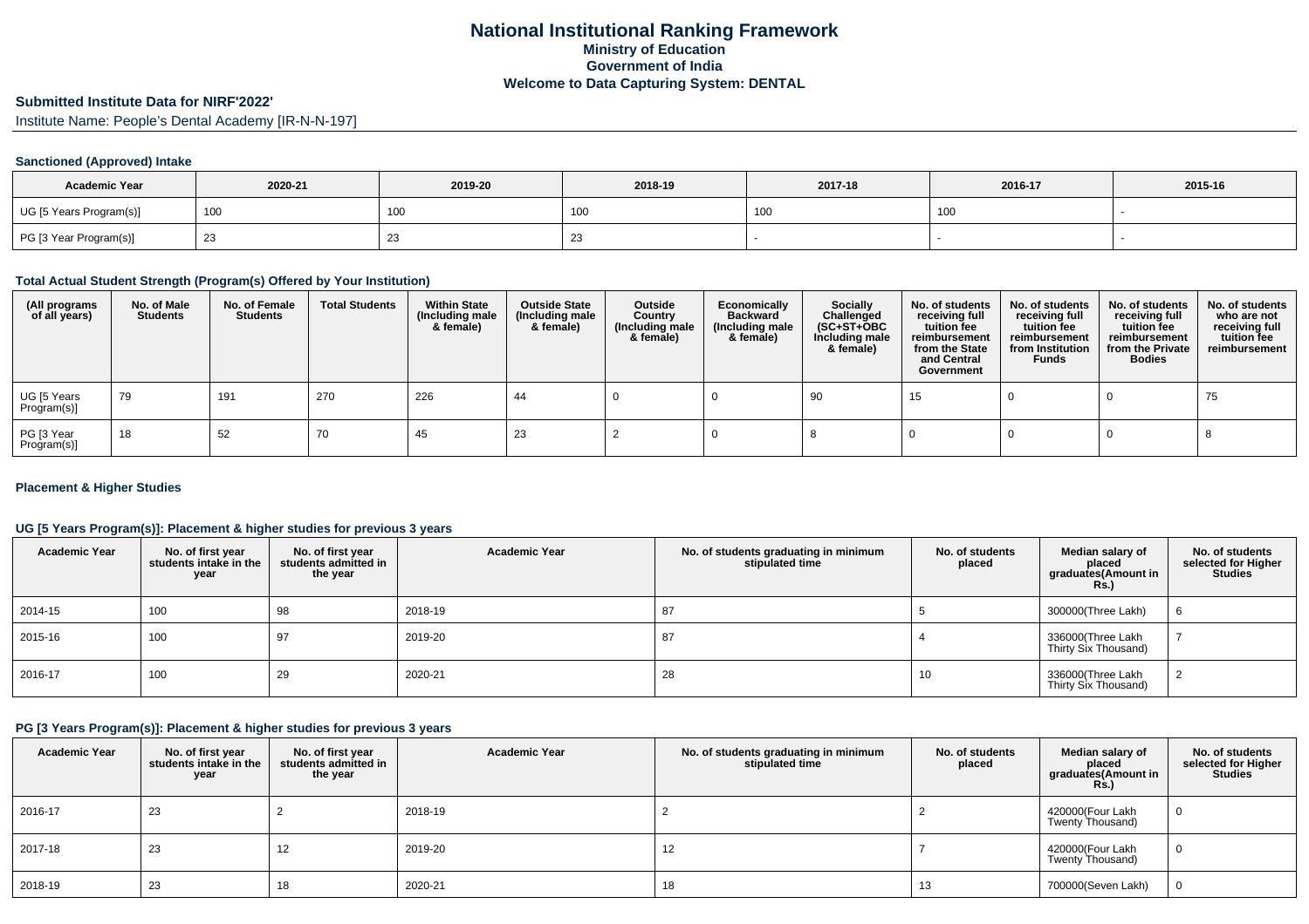# National Institutional Ranking Framework
## Ministry of Education
## Government of India
## Welcome to Data Capturing System: DENTAL

### Submitted Institute Data for NIRF'2022'

Institute Name: People's Dental Academy [IR-N-N-197]

#### Sanctioned (Approved) Intake

| Academic Year | 2020-21 | 2019-20 | 2018-19 | 2017-18 | 2016-17 | 2015-16 |
|---|---|---|---|---|---|---|
| UG [5 Years Program(s)] | 100 | 100 | 100 | 100 | 100 | - |
| PG [3 Year Program(s)] | 23 | 23 | 23 | - | - | - |

#### Total Actual Student Strength (Program(s) Offered by Your Institution)

| (All programs of all years) | No. of Male Students | No. of Female Students | Total Students | Within State (Including male & female) | Outside State (Including male & female) | Outside Country (Including male & female) | Economically Backward (Including male & female) | Socially Challenged (SC+ST+OBC Including male & female) | No. of students receiving full tuition fee reimbursement from the State and Central Government | No. of students receiving full tuition fee reimbursement from Institution Funds | No. of students receiving full tuition fee reimbursement from the Private Bodies | No. of students who are not receiving full tuition fee reimbursement |
|---|---|---|---|---|---|---|---|---|---|---|---|---|
| UG [5 Years Program(s)] | 79 | 191 | 270 | 226 | 44 | 0 | 0 | 90 | 15 | 0 | 0 | 75 |
| PG [3 Year Program(s)] | 18 | 52 | 70 | 45 | 23 | 2 | 0 | 8 | 0 | 0 | 0 | 8 |

#### Placement & Higher Studies

#### UG [5 Years Program(s)]: Placement & higher studies for previous 3 years

| Academic Year | No. of first year students intake in the year | No. of first year students admitted in the year | Academic Year | No. of students graduating in minimum stipulated time | No. of students placed | Median salary of placed graduates(Amount in Rs.) | No. of students selected for Higher Studies |
|---|---|---|---|---|---|---|---|
| 2014-15 | 100 | 98 | 2018-19 | 87 | 5 | 300000(Three Lakh) | 6 |
| 2015-16 | 100 | 97 | 2019-20 | 87 | 4 | 336000(Three Lakh Thirty Six Thousand) | 7 |
| 2016-17 | 100 | 29 | 2020-21 | 28 | 10 | 336000(Three Lakh Thirty Six Thousand) | 2 |

#### PG [3 Years Program(s)]: Placement & higher studies for previous 3 years

| Academic Year | No. of first year students intake in the year | No. of first year students admitted in the year | Academic Year | No. of students graduating in minimum stipulated time | No. of students placed | Median salary of placed graduates(Amount in Rs.) | No. of students selected for Higher Studies |
|---|---|---|---|---|---|---|---|
| 2016-17 | 23 | 2 | 2018-19 | 2 | 2 | 420000(Four Lakh Twenty Thousand) | 0 |
| 2017-18 | 23 | 12 | 2019-20 | 12 | 7 | 420000(Four Lakh Twenty Thousand) | 0 |
| 2018-19 | 23 | 18 | 2020-21 | 18 | 13 | 700000(Seven Lakh) | 0 |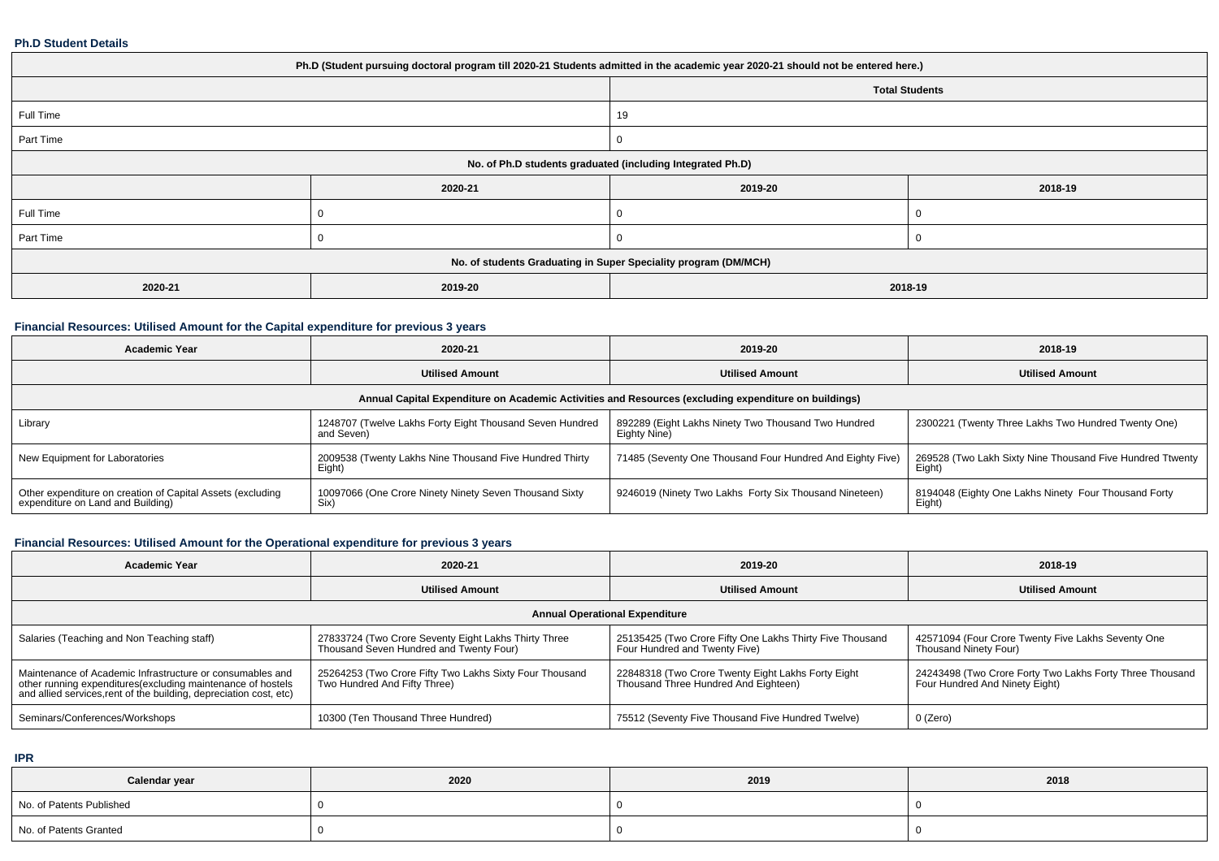**Ph.D Student Details**

| Ph.D (Student pursuing doctoral program till 2020-21 Students admitted in the academic year 2020-21 should not be entered here.) | | | |
|---|---|---|---|
| | | Total Students | |
| Full Time | | 19 | |
| Part Time | | 0 | |
| No. of Ph.D students graduated (including Integrated Ph.D) | | | |
| | 2020-21 | 2019-20 | 2018-19 |
| Full Time | 0 | 0 | 0 |
| Part Time | 0 | 0 | 0 |
| No. of students Graduating in Super Speciality program (DM/MCH) | | | |
| 2020-21 | 2019-20 | 2018-19 | |

**Financial Resources: Utilised Amount for the Capital expenditure for previous 3 years**

| Academic Year | 2020-21 | 2019-20 | 2018-19 |
|---|---|---|---|
| | Utilised Amount | Utilised Amount | Utilised Amount |
| Annual Capital Expenditure on Academic Activities and Resources (excluding expenditure on buildings) | | | |
| Library | 1248707 (Twelve Lakhs Forty Eight Thousand Seven Hundred and Seven) | 892289 (Eight Lakhs Ninety Two Thousand Two Hundred Eighty Nine) | 2300221 (Twenty Three Lakhs Two Hundred Twenty One) |
| New Equipment for Laboratories | 2009538 (Twenty Lakhs Nine Thousand Five Hundred Thirty Eight) | 71485 (Seventy One Thousand Four Hundred And Eighty Five) | 269528 (Two Lakh Sixty Nine Thousand Five Hundred Ttwenty Eight) |
| Other expenditure on creation of Capital Assets (excluding expenditure on Land and Building) | 10097066 (One Crore Ninety Ninety Seven Thousand Sixty Six) | 9246019 (Ninety Two Lakhs Forty Six Thousand Nineteen) | 8194048 (Eighty One Lakhs Ninety Four Thousand Forty Eight) |

**Financial Resources: Utilised Amount for the Operational expenditure for previous 3 years**

| Academic Year | 2020-21 | 2019-20 | 2018-19 |
|---|---|---|---|
| | Utilised Amount | Utilised Amount | Utilised Amount |
| Annual Operational Expenditure | | | |
| Salaries (Teaching and Non Teaching staff) | 27833724 (Two Crore Seventy Eight Lakhs Thirty Three Thousand Seven Hundred and Twenty Four) | 25135425 (Two Crore Fifty One Lakhs Thirty Five Thousand Four Hundred and Twenty Five) | 42571094 (Four Crore Twenty Five Lakhs Seventy One Thousand Ninety Four) |
| Maintenance of Academic Infrastructure or consumables and other running expenditures(excluding maintenance of hostels and allied services,rent of the building, depreciation cost, etc) | 25264253 (Two Crore Fifty Two Lakhs Sixty Four Thousand Two Hundred And Fifty Three) | 22848318 (Two Crore Twenty Eight Lakhs Forty Eight Thousand Three Hundred And Eighteen) | 24243498 (Two Crore Forty Two Lakhs Forty Three Thousand Four Hundred And Ninety Eight) |
| Seminars/Conferences/Workshops | 10300 (Ten Thousand Three Hundred) | 75512 (Seventy Five Thousand Five Hundred Twelve) | 0 (Zero) |

**IPR**

| Calendar year | 2020 | 2019 | 2018 |
|---|---|---|---|
| No. of Patents Published | 0 | 0 | 0 |
| No. of Patents Granted | 0 | 0 | 0 |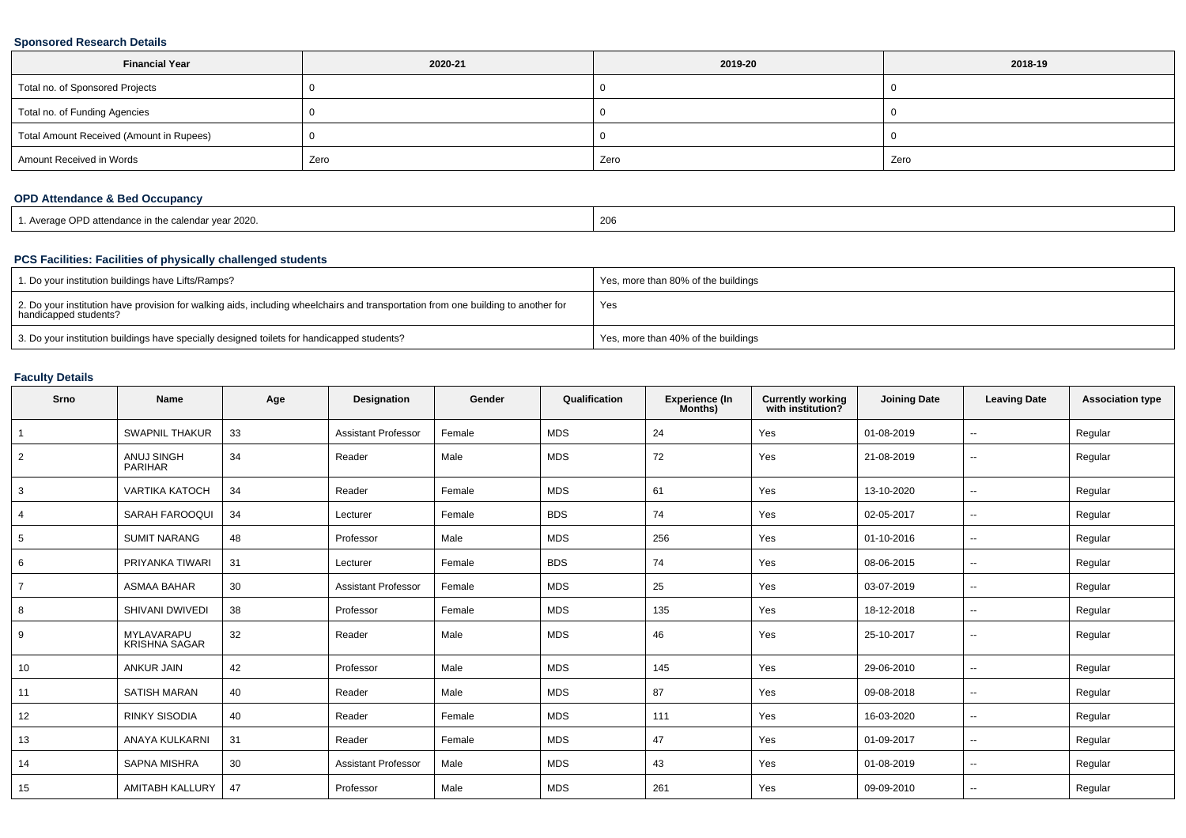### Sponsored Research Details

| Financial Year | 2020-21 | 2019-20 | 2018-19 |
|---|---|---|---|
| Total no. of Sponsored Projects | 0 | 0 | 0 |
| Total no. of Funding Agencies | 0 | 0 | 0 |
| Total Amount Received (Amount in Rupees) | 0 | 0 | 0 |
| Amount Received in Words | Zero | Zero | Zero |

### OPD Attendance & Bed Occupancy

| | |
|---|---|
| 1. Average OPD attendance in the calendar year 2020. | 206 |

### PCS Facilities: Facilities of physically challenged students

| | |
|---|---|
| 1. Do your institution buildings have Lifts/Ramps? | Yes, more than 80% of the buildings |
| 2. Do your institution have provision for walking aids, including wheelchairs and transportation from one building to another for handicapped students? | Yes |
| 3. Do your institution buildings have specially designed toilets for handicapped students? | Yes, more than 40% of the buildings |

### Faculty Details

| Srno | Name | Age | Designation | Gender | Qualification | Experience (In Months) | Currently working with institution? | Joining Date | Leaving Date | Association type |
|---|---|---|---|---|---|---|---|---|---|---|
| 1 | SWAPNIL THAKUR | 33 | Assistant Professor | Female | MDS | 24 | Yes | 01-08-2019 | -- | Regular |
| 2 | ANUJ SINGH PARIHAR | 34 | Reader | Male | MDS | 72 | Yes | 21-08-2019 | -- | Regular |
| 3 | VARTIKA KATOCH | 34 | Reader | Female | MDS | 61 | Yes | 13-10-2020 | -- | Regular |
| 4 | SARAH FAROOQUI | 34 | Lecturer | Female | BDS | 74 | Yes | 02-05-2017 | -- | Regular |
| 5 | SUMIT NARANG | 48 | Professor | Male | MDS | 256 | Yes | 01-10-2016 | -- | Regular |
| 6 | PRIYANKA TIWARI | 31 | Lecturer | Female | BDS | 74 | Yes | 08-06-2015 | -- | Regular |
| 7 | ASMAA BAHAR | 30 | Assistant Professor | Female | MDS | 25 | Yes | 03-07-2019 | -- | Regular |
| 8 | SHIVANI DWIVEDI | 38 | Professor | Female | MDS | 135 | Yes | 18-12-2018 | -- | Regular |
| 9 | MYLAVARAPU KRISHNA SAGAR | 32 | Reader | Male | MDS | 46 | Yes | 25-10-2017 | -- | Regular |
| 10 | ANKUR JAIN | 42 | Professor | Male | MDS | 145 | Yes | 29-06-2010 | -- | Regular |
| 11 | SATISH MARAN | 40 | Reader | Male | MDS | 87 | Yes | 09-08-2018 | -- | Regular |
| 12 | RINKY SISODIA | 40 | Reader | Female | MDS | 111 | Yes | 16-03-2020 | -- | Regular |
| 13 | ANAYA KULKARNI | 31 | Reader | Female | MDS | 47 | Yes | 01-09-2017 | -- | Regular |
| 14 | SAPNA MISHRA | 30 | Assistant Professor | Male | MDS | 43 | Yes | 01-08-2019 | -- | Regular |
| 15 | AMITABH KALLURY | 47 | Professor | Male | MDS | 261 | Yes | 09-09-2010 | -- | Regular |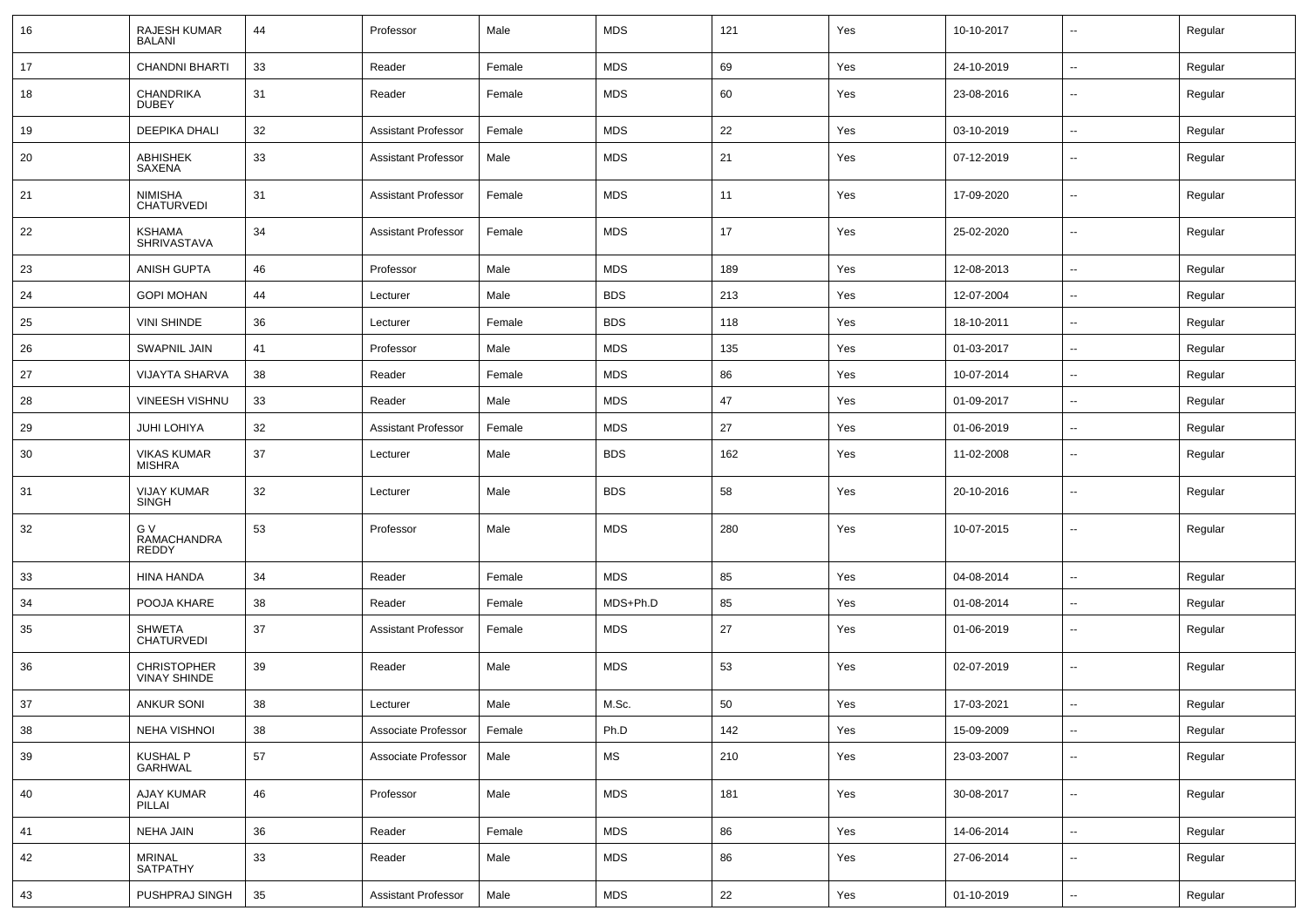| 16 | RAJESH KUMAR BALANI | 44 | Professor | Male | MDS | 121 | Yes | 10-10-2017 | -- | Regular |
|---|---|---|---|---|---|---|---|---|---|---|
| 17 | CHANDNI BHARTI | 33 | Reader | Female | MDS | 69 | Yes | 24-10-2019 | -- | Regular |
| 18 | CHANDRIKA DUBEY | 31 | Reader | Female | MDS | 60 | Yes | 23-08-2016 | -- | Regular |
| 19 | DEEPIKA DHALI | 32 | Assistant Professor | Female | MDS | 22 | Yes | 03-10-2019 | -- | Regular |
| 20 | ABHISHEK SAXENA | 33 | Assistant Professor | Male | MDS | 21 | Yes | 07-12-2019 | -- | Regular |
| 21 | NIMISHA CHATURVEDI | 31 | Assistant Professor | Female | MDS | 11 | Yes | 17-09-2020 | -- | Regular |
| 22 | KSHAMA SHRIVASTAVA | 34 | Assistant Professor | Female | MDS | 17 | Yes | 25-02-2020 | -- | Regular |
| 23 | ANISH GUPTA | 46 | Professor | Male | MDS | 189 | Yes | 12-08-2013 | -- | Regular |
| 24 | GOPI MOHAN | 44 | Lecturer | Male | BDS | 213 | Yes | 12-07-2004 | -- | Regular |
| 25 | VINI SHINDE | 36 | Lecturer | Female | BDS | 118 | Yes | 18-10-2011 | -- | Regular |
| 26 | SWAPNIL JAIN | 41 | Professor | Male | MDS | 135 | Yes | 01-03-2017 | -- | Regular |
| 27 | VIJAYTA SHARVA | 38 | Reader | Female | MDS | 86 | Yes | 10-07-2014 | -- | Regular |
| 28 | VINEESH VISHNU | 33 | Reader | Male | MDS | 47 | Yes | 01-09-2017 | -- | Regular |
| 29 | JUHI LOHIYA | 32 | Assistant Professor | Female | MDS | 27 | Yes | 01-06-2019 | -- | Regular |
| 30 | VIKAS KUMAR MISHRA | 37 | Lecturer | Male | BDS | 162 | Yes | 11-02-2008 | -- | Regular |
| 31 | VIJAY KUMAR SINGH | 32 | Lecturer | Male | BDS | 58 | Yes | 20-10-2016 | -- | Regular |
| 32 | G V RAMACHANDRA REDDY | 53 | Professor | Male | MDS | 280 | Yes | 10-07-2015 | -- | Regular |
| 33 | HINA HANDA | 34 | Reader | Female | MDS | 85 | Yes | 04-08-2014 | -- | Regular |
| 34 | POOJA KHARE | 38 | Reader | Female | MDS+Ph.D | 85 | Yes | 01-08-2014 | -- | Regular |
| 35 | SHWETA CHATURVEDI | 37 | Assistant Professor | Female | MDS | 27 | Yes | 01-06-2019 | -- | Regular |
| 36 | CHRISTOPHER VINAY SHINDE | 39 | Reader | Male | MDS | 53 | Yes | 02-07-2019 | -- | Regular |
| 37 | ANKUR SONI | 38 | Lecturer | Male | M.Sc. | 50 | Yes | 17-03-2021 | -- | Regular |
| 38 | NEHA VISHNOI | 38 | Associate Professor | Female | Ph.D | 142 | Yes | 15-09-2009 | -- | Regular |
| 39 | KUSHAL P GARHWAL | 57 | Associate Professor | Male | MS | 210 | Yes | 23-03-2007 | -- | Regular |
| 40 | AJAY KUMAR PILLAI | 46 | Professor | Male | MDS | 181 | Yes | 30-08-2017 | -- | Regular |
| 41 | NEHA JAIN | 36 | Reader | Female | MDS | 86 | Yes | 14-06-2014 | -- | Regular |
| 42 | MRINAL SATPATHY | 33 | Reader | Male | MDS | 86 | Yes | 27-06-2014 | -- | Regular |
| 43 | PUSHPRAJ SINGH | 35 | Assistant Professor | Male | MDS | 22 | Yes | 01-10-2019 | -- | Regular |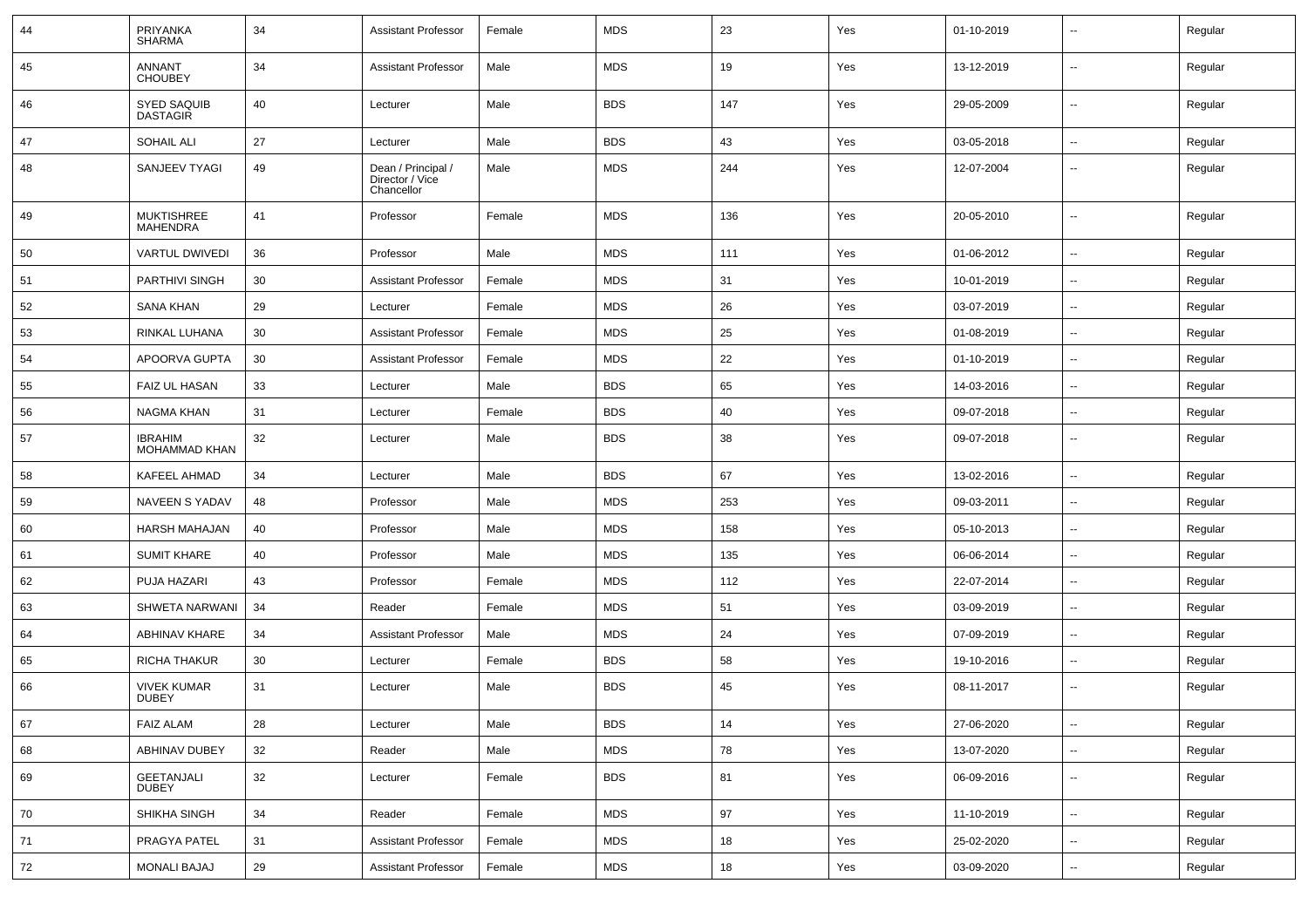| 44 | PRIYANKA SHARMA | 34 | Assistant Professor | Female | MDS | 23 | Yes | 01-10-2019 | -- | Regular |
|---|---|---|---|---|---|---|---|---|---|---|
| 45 | ANNANT CHOUBEY | 34 | Assistant Professor | Male | MDS | 19 | Yes | 13-12-2019 | -- | Regular |
| 46 | SYED SAQUIB DASTAGIR | 40 | Lecturer | Male | BDS | 147 | Yes | 29-05-2009 | -- | Regular |
| 47 | SOHAIL ALI | 27 | Lecturer | Male | BDS | 43 | Yes | 03-05-2018 | -- | Regular |
| 48 | SANJEEV TYAGI | 49 | Dean / Principal / Director / Vice Chancellor | Male | MDS | 244 | Yes | 12-07-2004 | -- | Regular |
| 49 | MUKTISHREE MAHENDRA | 41 | Professor | Female | MDS | 136 | Yes | 20-05-2010 | -- | Regular |
| 50 | VARTUL DWIVEDI | 36 | Professor | Male | MDS | 111 | Yes | 01-06-2012 | -- | Regular |
| 51 | PARTHIVI SINGH | 30 | Assistant Professor | Female | MDS | 31 | Yes | 10-01-2019 | -- | Regular |
| 52 | SANA KHAN | 29 | Lecturer | Female | MDS | 26 | Yes | 03-07-2019 | -- | Regular |
| 53 | RINKAL LUHANA | 30 | Assistant Professor | Female | MDS | 25 | Yes | 01-08-2019 | -- | Regular |
| 54 | APOORVA GUPTA | 30 | Assistant Professor | Female | MDS | 22 | Yes | 01-10-2019 | -- | Regular |
| 55 | FAIZ UL HASAN | 33 | Lecturer | Male | BDS | 65 | Yes | 14-03-2016 | -- | Regular |
| 56 | NAGMA KHAN | 31 | Lecturer | Female | BDS | 40 | Yes | 09-07-2018 | -- | Regular |
| 57 | IBRAHIM MOHAMMAD KHAN | 32 | Lecturer | Male | BDS | 38 | Yes | 09-07-2018 | -- | Regular |
| 58 | KAFEEL AHMAD | 34 | Lecturer | Male | BDS | 67 | Yes | 13-02-2016 | -- | Regular |
| 59 | NAVEEN S YADAV | 48 | Professor | Male | MDS | 253 | Yes | 09-03-2011 | -- | Regular |
| 60 | HARSH MAHAJAN | 40 | Professor | Male | MDS | 158 | Yes | 05-10-2013 | -- | Regular |
| 61 | SUMIT KHARE | 40 | Professor | Male | MDS | 135 | Yes | 06-06-2014 | -- | Regular |
| 62 | PUJA HAZARI | 43 | Professor | Female | MDS | 112 | Yes | 22-07-2014 | -- | Regular |
| 63 | SHWETA NARWANI | 34 | Reader | Female | MDS | 51 | Yes | 03-09-2019 | -- | Regular |
| 64 | ABHINAV KHARE | 34 | Assistant Professor | Male | MDS | 24 | Yes | 07-09-2019 | -- | Regular |
| 65 | RICHA THAKUR | 30 | Lecturer | Female | BDS | 58 | Yes | 19-10-2016 | -- | Regular |
| 66 | VIVEK KUMAR DUBEY | 31 | Lecturer | Male | BDS | 45 | Yes | 08-11-2017 | -- | Regular |
| 67 | FAIZ ALAM | 28 | Lecturer | Male | BDS | 14 | Yes | 27-06-2020 | -- | Regular |
| 68 | ABHINAV DUBEY | 32 | Reader | Male | MDS | 78 | Yes | 13-07-2020 | -- | Regular |
| 69 | GEETANJALI DUBEY | 32 | Lecturer | Female | BDS | 81 | Yes | 06-09-2016 | -- | Regular |
| 70 | SHIKHA SINGH | 34 | Reader | Female | MDS | 97 | Yes | 11-10-2019 | -- | Regular |
| 71 | PRAGYA PATEL | 31 | Assistant Professor | Female | MDS | 18 | Yes | 25-02-2020 | -- | Regular |
| 72 | MONALI BAJAJ | 29 | Assistant Professor | Female | MDS | 18 | Yes | 03-09-2020 | -- | Regular |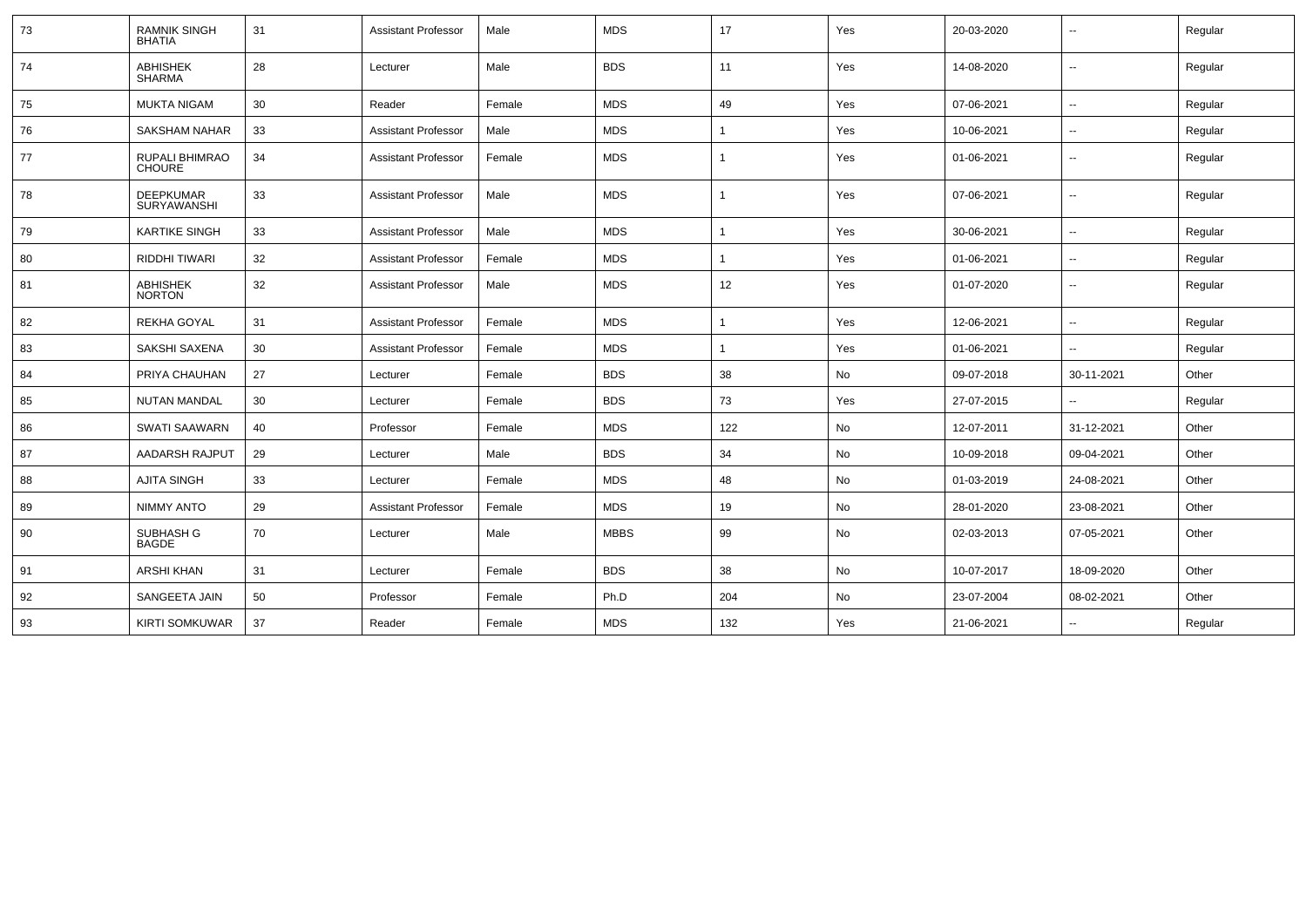| | | | | | | | | | | |
|---|---|---|---|---|---|---|---|---|---|---|
| 73 | RAMNIK SINGH BHATIA | 31 | Assistant Professor | Male | MDS | 17 | Yes | 20-03-2020 | -- | Regular |
| 74 | ABHISHEK SHARMA | 28 | Lecturer | Male | BDS | 11 | Yes | 14-08-2020 | -- | Regular |
| 75 | MUKTA NIGAM | 30 | Reader | Female | MDS | 49 | Yes | 07-06-2021 | -- | Regular |
| 76 | SAKSHAM NAHAR | 33 | Assistant Professor | Male | MDS | 1 | Yes | 10-06-2021 | -- | Regular |
| 77 | RUPALI BHIMRAO CHOURE | 34 | Assistant Professor | Female | MDS | 1 | Yes | 01-06-2021 | -- | Regular |
| 78 | DEEPKUMAR SURYAWANSHI | 33 | Assistant Professor | Male | MDS | 1 | Yes | 07-06-2021 | -- | Regular |
| 79 | KARTIKE SINGH | 33 | Assistant Professor | Male | MDS | 1 | Yes | 30-06-2021 | -- | Regular |
| 80 | RIDDHI TIWARI | 32 | Assistant Professor | Female | MDS | 1 | Yes | 01-06-2021 | -- | Regular |
| 81 | ABHISHEK NORTON | 32 | Assistant Professor | Male | MDS | 12 | Yes | 01-07-2020 | -- | Regular |
| 82 | REKHA GOYAL | 31 | Assistant Professor | Female | MDS | 1 | Yes | 12-06-2021 | -- | Regular |
| 83 | SAKSHI SAXENA | 30 | Assistant Professor | Female | MDS | 1 | Yes | 01-06-2021 | -- | Regular |
| 84 | PRIYA CHAUHAN | 27 | Lecturer | Female | BDS | 38 | No | 09-07-2018 | 30-11-2021 | Other |
| 85 | NUTAN MANDAL | 30 | Lecturer | Female | BDS | 73 | Yes | 27-07-2015 | -- | Regular |
| 86 | SWATI SAAWARN | 40 | Professor | Female | MDS | 122 | No | 12-07-2011 | 31-12-2021 | Other |
| 87 | AADARSH RAJPUT | 29 | Lecturer | Male | BDS | 34 | No | 10-09-2018 | 09-04-2021 | Other |
| 88 | AJITA SINGH | 33 | Lecturer | Female | MDS | 48 | No | 01-03-2019 | 24-08-2021 | Other |
| 89 | NIMMY ANTO | 29 | Assistant Professor | Female | MDS | 19 | No | 28-01-2020 | 23-08-2021 | Other |
| 90 | SUBHASH G BAGDE | 70 | Lecturer | Male | MBBS | 99 | No | 02-03-2013 | 07-05-2021 | Other |
| 91 | ARSHI KHAN | 31 | Lecturer | Female | BDS | 38 | No | 10-07-2017 | 18-09-2020 | Other |
| 92 | SANGEETA JAIN | 50 | Professor | Female | Ph.D | 204 | No | 23-07-2004 | 08-02-2021 | Other |
| 93 | KIRTI SOMKUWAR | 37 | Reader | Female | MDS | 132 | Yes | 21-06-2021 | -- | Regular |